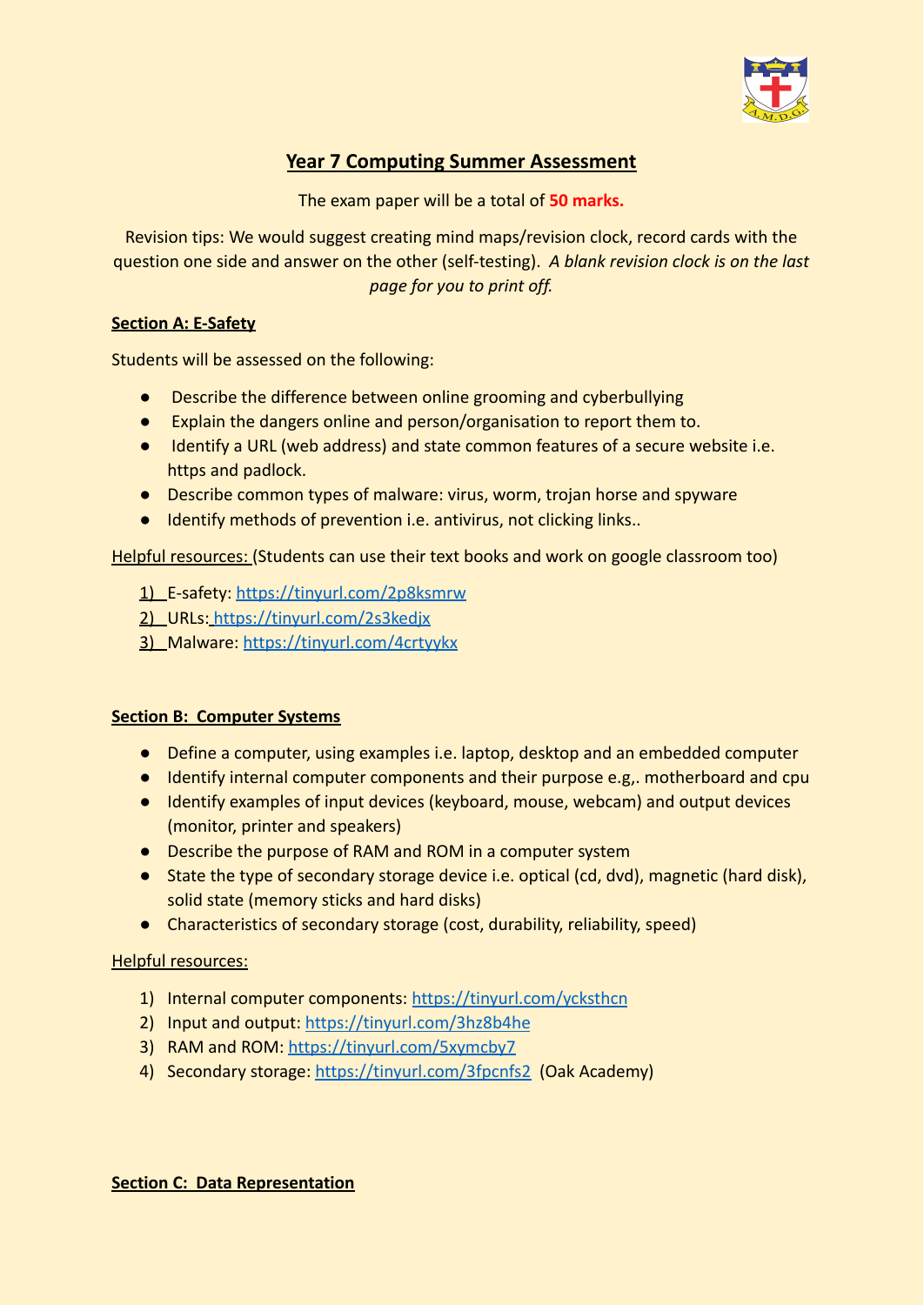# Year 7 Computing Summer Assessment

The exam paper will be a total of **50 marks.**

Revision tips: We would suggest creating mind maps/revision clock, record cards with the question one side and answer on the other (self-testing). *A blank revision clock is on the last page for you to print off.*

## Section A: E-Safety

Students will be assessed on the following:

- Describe the difference between online grooming and cyberbullying
- Explain the dangers online and person/organisation to report them to.
- Identify a URL (web address) and state common features of a secure website i.e. https and padlock.
- Describe common types of malware: virus, worm, trojan horse and spyware
- Identify methods of prevention i.e. antivirus, not clicking links..

Helpful resources: (Students can use their text books and work on google classroom too)

1) E-safety: https://tinyurl.com/2p8ksmrw
2) URLs: https://tinyurl.com/2s3kedjx
3) Malware: https://tinyurl.com/4crtyykx

## Section B: Computer Systems

- Define a computer, using examples i.e. laptop, desktop and an embedded computer
- Identify internal computer components and their purpose e.g,. motherboard and cpu
- Identify examples of input devices (keyboard, mouse, webcam) and output devices (monitor, printer and speakers)
- Describe the purpose of RAM and ROM in a computer system
- State the type of secondary storage device i.e. optical (cd, dvd), magnetic (hard disk), solid state (memory sticks and hard disks)
- Characteristics of secondary storage (cost, durability, reliability, speed)

Helpful resources:

1) Internal computer components: https://tinyurl.com/ycksthcn
2) Input and output: https://tinyurl.com/3hz8b4he
3) RAM and ROM: https://tinyurl.com/5xymcby7
4) Secondary storage: https://tinyurl.com/3fpcnfs2 (Oak Academy)

## Section C: Data Representation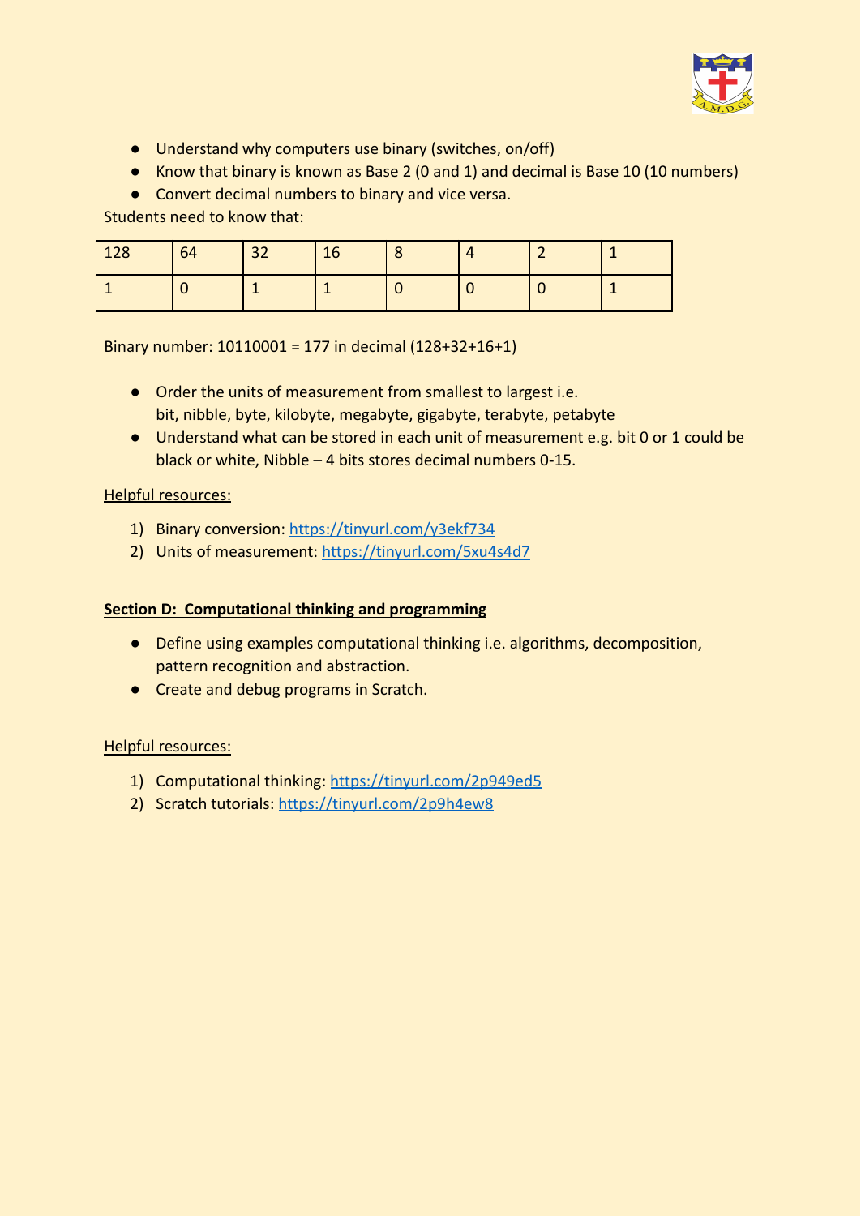- Understand why computers use binary (switches, on/off)
- Know that binary is known as Base 2 (0 and 1) and decimal is Base 10 (10 numbers)
- Convert decimal numbers to binary and vice versa.

Students need to know that:

| 128 | 64 | 32 | 16 | 8 | 4 | 2 | 1 |
|---|---|---|---|---|---|---|---|
| 1 | 0 | 1 | 1 | 0 | 0 | 0 | 1 |

Binary number: 10110001 = 177 in decimal (128+32+16+1)

- Order the units of measurement from smallest to largest i.e.
  bit, nibble, byte, kilobyte, megabyte, gigabyte, terabyte, petabyte
- Understand what can be stored in each unit of measurement e.g. bit 0 or 1 could be black or white, Nibble – 4 bits stores decimal numbers 0-15.

<u>Helpful resources:</u>

1) Binary conversion: https://tinyurl.com/y3ekf734
2) Units of measurement: https://tinyurl.com/5xu4s4d7

**<u>Section D: Computational thinking and programming</u>**

- Define using examples computational thinking i.e. algorithms, decomposition, pattern recognition and abstraction.
- Create and debug programs in Scratch.

<u>Helpful resources:</u>

1) Computational thinking: https://tinyurl.com/2p949ed5
2) Scratch tutorials: https://tinyurl.com/2p9h4ew8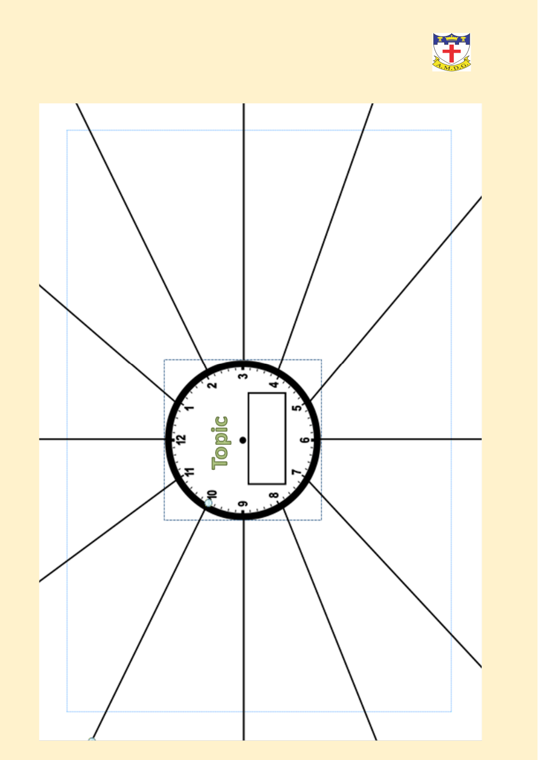Topic

12

1

2

3

4

5

6

7

8

9

10

11